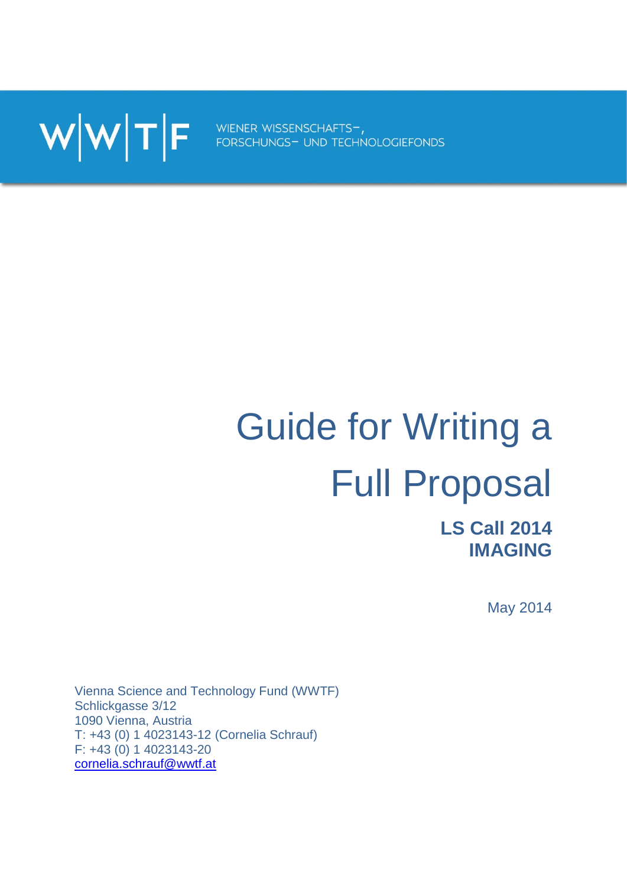WWTF

WIENER WISSENSCHAFTS-, FORSCHUNGS- UND TECHNOLOGIEFONDS

# Guide for Writing a Full Proposal

**LS Call 2014**
**IMAGING**

May 2014

Vienna Science and Technology Fund (WWTF)
Schlickgasse 3/12
1090 Vienna, Austria
T: +43 (0) 1 4023143-12 (Cornelia Schrauf)
F: +43 (0) 1 4023143-20
cornelia.schrauf@wwtf.at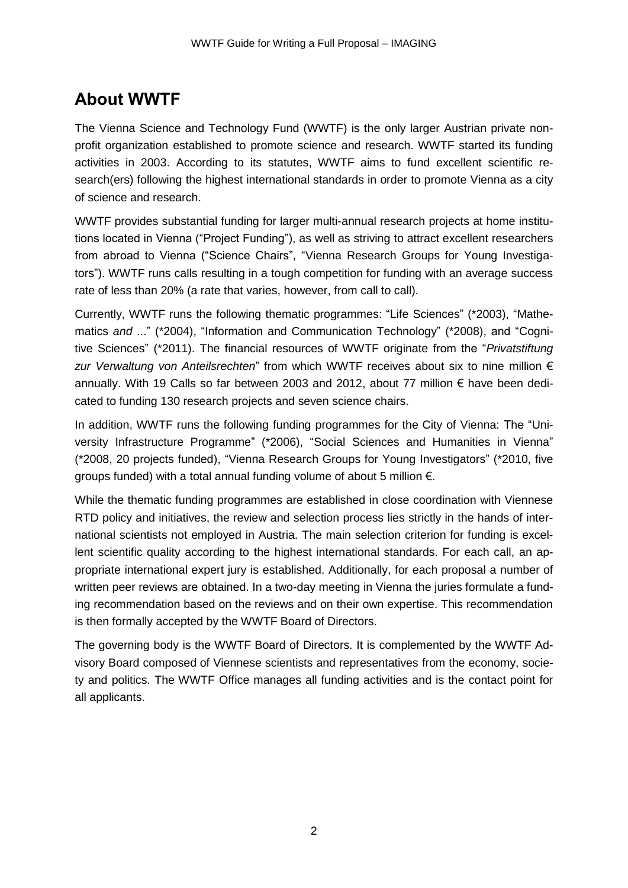## About WWTF

The Vienna Science and Technology Fund (WWTF) is the only larger Austrian private non-profit organization established to promote science and research. WWTF started its funding activities in 2003. According to its statutes, WWTF aims to fund excellent scientific research(ers) following the highest international standards in order to promote Vienna as a city of science and research.

WWTF provides substantial funding for larger multi-annual research projects at home institutions located in Vienna ("Project Funding"), as well as striving to attract excellent researchers from abroad to Vienna ("Science Chairs", "Vienna Research Groups for Young Investigators"). WWTF runs calls resulting in a tough competition for funding with an average success rate of less than 20% (a rate that varies, however, from call to call).

Currently, WWTF runs the following thematic programmes: "Life Sciences" (*2003), "Mathematics *and* ..." (*2004), "Information and Communication Technology" (*2008), and "Cognitive Sciences" (*2011). The financial resources of WWTF originate from the "*Privatstiftung zur Verwaltung von Anteilsrechten*" from which WWTF receives about six to nine million € annually. With 19 Calls so far between 2003 and 2012, about 77 million € have been dedicated to funding 130 research projects and seven science chairs.

In addition, WWTF runs the following funding programmes for the City of Vienna: The "University Infrastructure Programme" (*2006), "Social Sciences and Humanities in Vienna" (*2008, 20 projects funded), "Vienna Research Groups for Young Investigators" (*2010, five groups funded) with a total annual funding volume of about 5 million €.

While the thematic funding programmes are established in close coordination with Viennese RTD policy and initiatives, the review and selection process lies strictly in the hands of international scientists not employed in Austria. The main selection criterion for funding is excellent scientific quality according to the highest international standards. For each call, an appropriate international expert jury is established. Additionally, for each proposal a number of written peer reviews are obtained. In a two-day meeting in Vienna the juries formulate a funding recommendation based on the reviews and on their own expertise. This recommendation is then formally accepted by the WWTF Board of Directors.

The governing body is the WWTF Board of Directors. It is complemented by the WWTF Advisory Board composed of Viennese scientists and representatives from the economy, society and politics. The WWTF Office manages all funding activities and is the contact point for all applicants.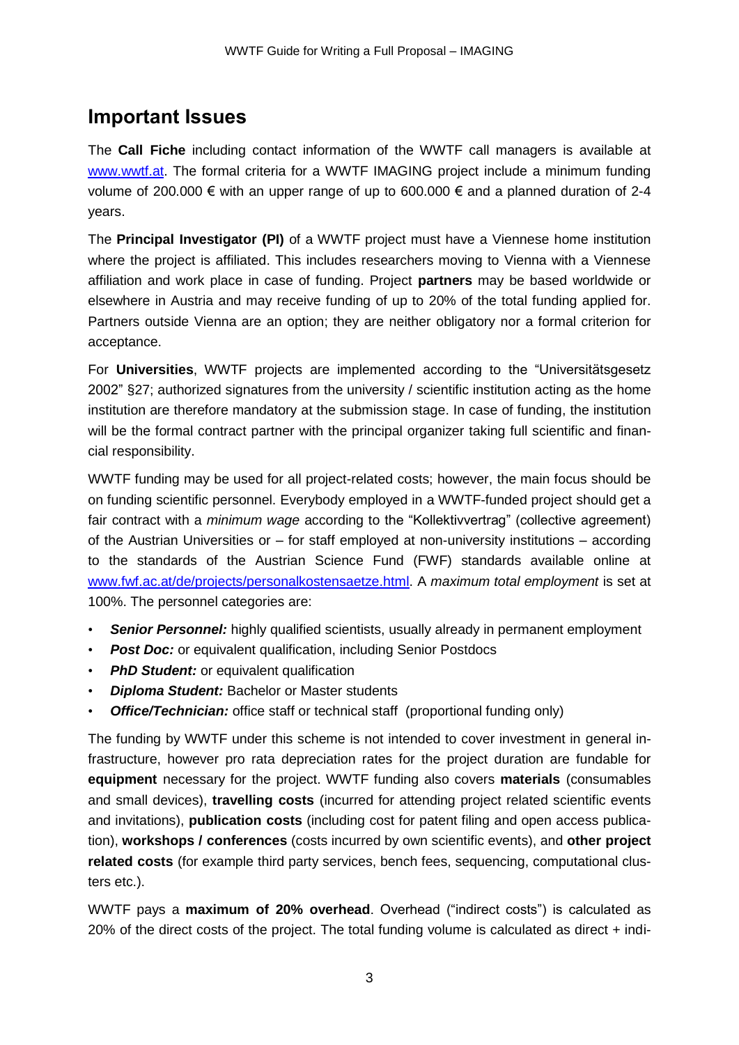## Important Issues

The **Call Fiche** including contact information of the WWTF call managers is available at [www.wwtf.at](www.wwtf.at). The formal criteria for a WWTF IMAGING project include a minimum funding volume of 200.000 € with an upper range of up to 600.000 € and a planned duration of 2-4 years.

The **Principal Investigator (PI)** of a WWTF project must have a Viennese home institution where the project is affiliated. This includes researchers moving to Vienna with a Viennese affiliation and work place in case of funding. Project **partners** may be based worldwide or elsewhere in Austria and may receive funding of up to 20% of the total funding applied for. Partners outside Vienna are an option; they are neither obligatory nor a formal criterion for acceptance.

For **Universities**, WWTF projects are implemented according to the "Universitätsgesetz 2002" §27; authorized signatures from the university / scientific institution acting as the home institution are therefore mandatory at the submission stage. In case of funding, the institution will be the formal contract partner with the principal organizer taking full scientific and financial responsibility.

WWTF funding may be used for all project-related costs; however, the main focus should be on funding scientific personnel. Everybody employed in a WWTF-funded project should get a fair contract with a *minimum wage* according to the "Kollektivvertrag" (collective agreement) of the Austrian Universities or – for staff employed at non-university institutions – according to the standards of the Austrian Science Fund (FWF) standards available online at [www.fwf.ac.at/de/projects/personalkostensaetze.html](www.fwf.ac.at/de/projects/personalkostensaetze.html). A *maximum total employment* is set at 100%. The personnel categories are:

- ***Senior Personnel:*** highly qualified scientists, usually already in permanent employment
- ***Post Doc:*** or equivalent qualification, including Senior Postdocs
- ***PhD Student:*** or equivalent qualification
- ***Diploma Student:*** Bachelor or Master students
- ***Office/Technician:*** office staff or technical staff (proportional funding only)

The funding by WWTF under this scheme is not intended to cover investment in general infrastructure, however pro rata depreciation rates for the project duration are fundable for **equipment** necessary for the project. WWTF funding also covers **materials** (consumables and small devices), **travelling costs** (incurred for attending project related scientific events and invitations), **publication costs** (including cost for patent filing and open access publication), **workshops / conferences** (costs incurred by own scientific events), and **other project related costs** (for example third party services, bench fees, sequencing, computational clusters etc.).

WWTF pays a **maximum of 20% overhead**. Overhead ("indirect costs") is calculated as 20% of the direct costs of the project. The total funding volume is calculated as direct + indi-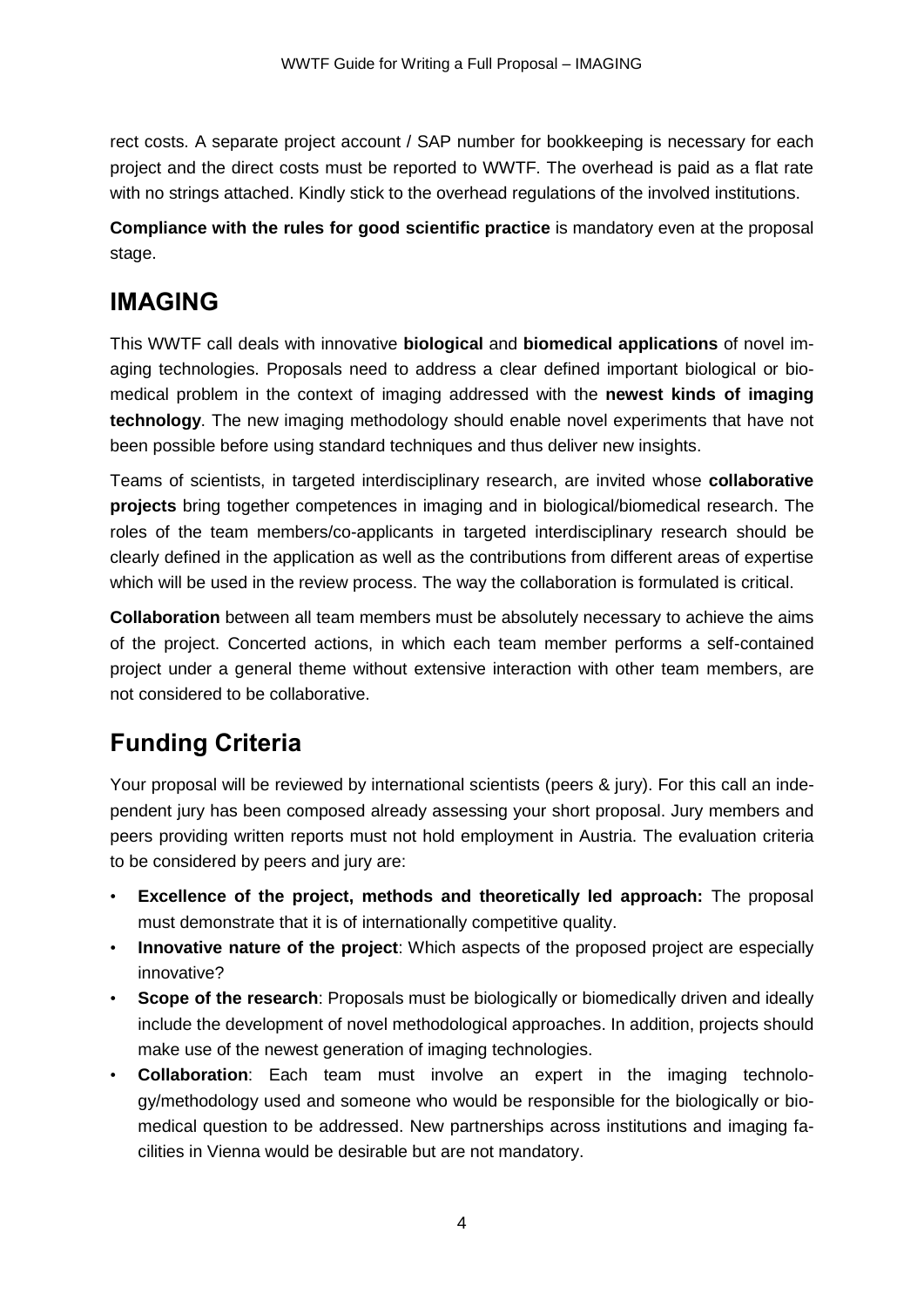rect costs. A separate project account / SAP number for bookkeeping is necessary for each project and the direct costs must be reported to WWTF. The overhead is paid as a flat rate with no strings attached. Kindly stick to the overhead regulations of the involved institutions.

**Compliance with the rules for good scientific practice** is mandatory even at the proposal stage.

# IMAGING

This WWTF call deals with innovative **biological** and **biomedical applications** of novel imaging technologies. Proposals need to address a clear defined important biological or biomedical problem in the context of imaging addressed with the **newest kinds of imaging technology**. The new imaging methodology should enable novel experiments that have not been possible before using standard techniques and thus deliver new insights.

Teams of scientists, in targeted interdisciplinary research, are invited whose **collaborative projects** bring together competences in imaging and in biological/biomedical research. The roles of the team members/co-applicants in targeted interdisciplinary research should be clearly defined in the application as well as the contributions from different areas of expertise which will be used in the review process. The way the collaboration is formulated is critical.

**Collaboration** between all team members must be absolutely necessary to achieve the aims of the project. Concerted actions, in which each team member performs a self-contained project under a general theme without extensive interaction with other team members, are not considered to be collaborative.

# Funding Criteria

Your proposal will be reviewed by international scientists (peers & jury). For this call an independent jury has been composed already assessing your short proposal. Jury members and peers providing written reports must not hold employment in Austria. The evaluation criteria to be considered by peers and jury are:

- **Excellence of the project, methods and theoretically led approach:** The proposal must demonstrate that it is of internationally competitive quality.
- **Innovative nature of the project**: Which aspects of the proposed project are especially innovative?
- **Scope of the research**: Proposals must be biologically or biomedically driven and ideally include the development of novel methodological approaches. In addition, projects should make use of the newest generation of imaging technologies.
- **Collaboration**: Each team must involve an expert in the imaging technology/methodology used and someone who would be responsible for the biologically or biomedical question to be addressed. New partnerships across institutions and imaging facilities in Vienna would be desirable but are not mandatory.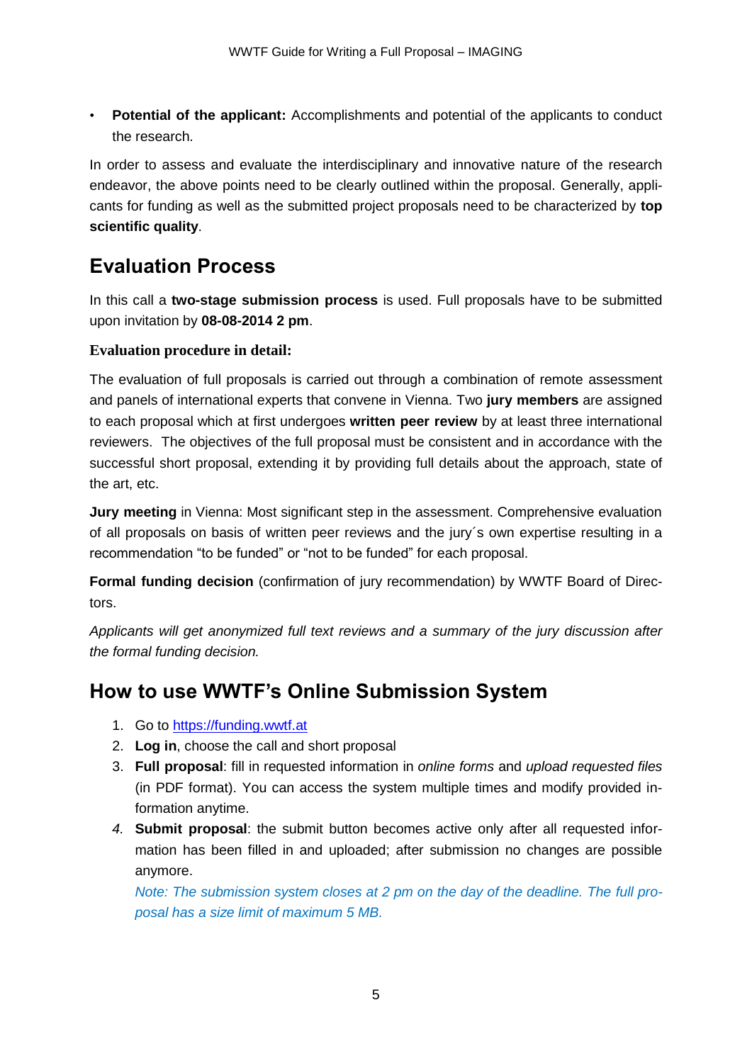- **Potential of the applicant:** Accomplishments and potential of the applicants to conduct the research.

In order to assess and evaluate the interdisciplinary and innovative nature of the research endeavor, the above points need to be clearly outlined within the proposal. Generally, applicants for funding as well as the submitted project proposals need to be characterized by **top scientific quality**.

## Evaluation Process

In this call a **two-stage submission process** is used. Full proposals have to be submitted upon invitation by **08-08-2014 2 pm**.

### Evaluation procedure in detail:

The evaluation of full proposals is carried out through a combination of remote assessment and panels of international experts that convene in Vienna. Two **jury members** are assigned to each proposal which at first undergoes **written peer review** by at least three international reviewers. The objectives of the full proposal must be consistent and in accordance with the successful short proposal, extending it by providing full details about the approach, state of the art, etc.

**Jury meeting** in Vienna: Most significant step in the assessment. Comprehensive evaluation of all proposals on basis of written peer reviews and the jury´s own expertise resulting in a recommendation "to be funded" or "not to be funded" for each proposal.

**Formal funding decision** (confirmation of jury recommendation) by WWTF Board of Directors.

*Applicants will get anonymized full text reviews and a summary of the jury discussion after the formal funding decision.*

## How to use WWTF's Online Submission System

1. Go to [https://funding.wwtf.at](https://funding.wwtf.at)
2. **Log in**, choose the call and short proposal
3. **Full proposal**: fill in requested information in *online forms* and *upload requested files* (in PDF format). You can access the system multiple times and modify provided information anytime.
4. **Submit proposal**: the submit button becomes active only after all requested information has been filled in and uploaded; after submission no changes are possible anymore.
   *Note: The submission system closes at 2 pm on the day of the deadline. The full proposal has a size limit of maximum 5 MB.*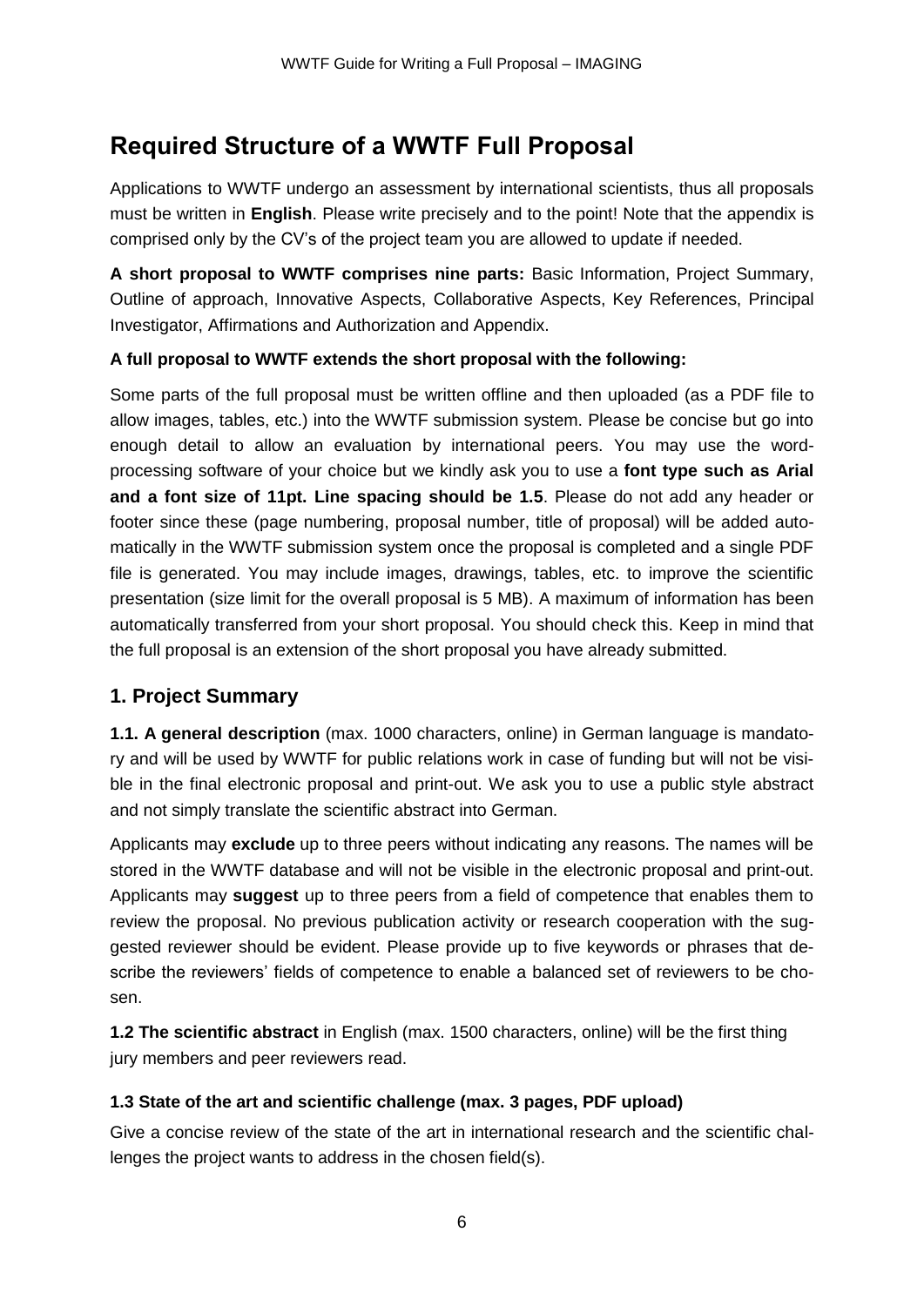# Required Structure of a WWTF Full Proposal

Applications to WWTF undergo an assessment by international scientists, thus all proposals must be written in **English**. Please write precisely and to the point! Note that the appendix is comprised only by the CV's of the project team you are allowed to update if needed.

**A short proposal to WWTF comprises nine parts:** Basic Information, Project Summary, Outline of approach, Innovative Aspects, Collaborative Aspects, Key References, Principal Investigator, Affirmations and Authorization and Appendix.

**A full proposal to WWTF extends the short proposal with the following:**

Some parts of the full proposal must be written offline and then uploaded (as a PDF file to allow images, tables, etc.) into the WWTF submission system. Please be concise but go into enough detail to allow an evaluation by international peers. You may use the word-processing software of your choice but we kindly ask you to use a **font type such as Arial and a font size of 11pt. Line spacing should be 1.5**. Please do not add any header or footer since these (page numbering, proposal number, title of proposal) will be added automatically in the WWTF submission system once the proposal is completed and a single PDF file is generated. You may include images, drawings, tables, etc. to improve the scientific presentation (size limit for the overall proposal is 5 MB). A maximum of information has been automatically transferred from your short proposal. You should check this. Keep in mind that the full proposal is an extension of the short proposal you have already submitted.

## 1. Project Summary

**1.1. A general description** (max. 1000 characters, online) in German language is mandatory and will be used by WWTF for public relations work in case of funding but will not be visible in the final electronic proposal and print-out. We ask you to use a public style abstract and not simply translate the scientific abstract into German.

Applicants may **exclude** up to three peers without indicating any reasons. The names will be stored in the WWTF database and will not be visible in the electronic proposal and print-out. Applicants may **suggest** up to three peers from a field of competence that enables them to review the proposal. No previous publication activity or research cooperation with the suggested reviewer should be evident. Please provide up to five keywords or phrases that describe the reviewers' fields of competence to enable a balanced set of reviewers to be chosen.

**1.2 The scientific abstract** in English (max. 1500 characters, online) will be the first thing jury members and peer reviewers read.

### 1.3 State of the art and scientific challenge (max. 3 pages, PDF upload)

Give a concise review of the state of the art in international research and the scientific challenges the project wants to address in the chosen field(s).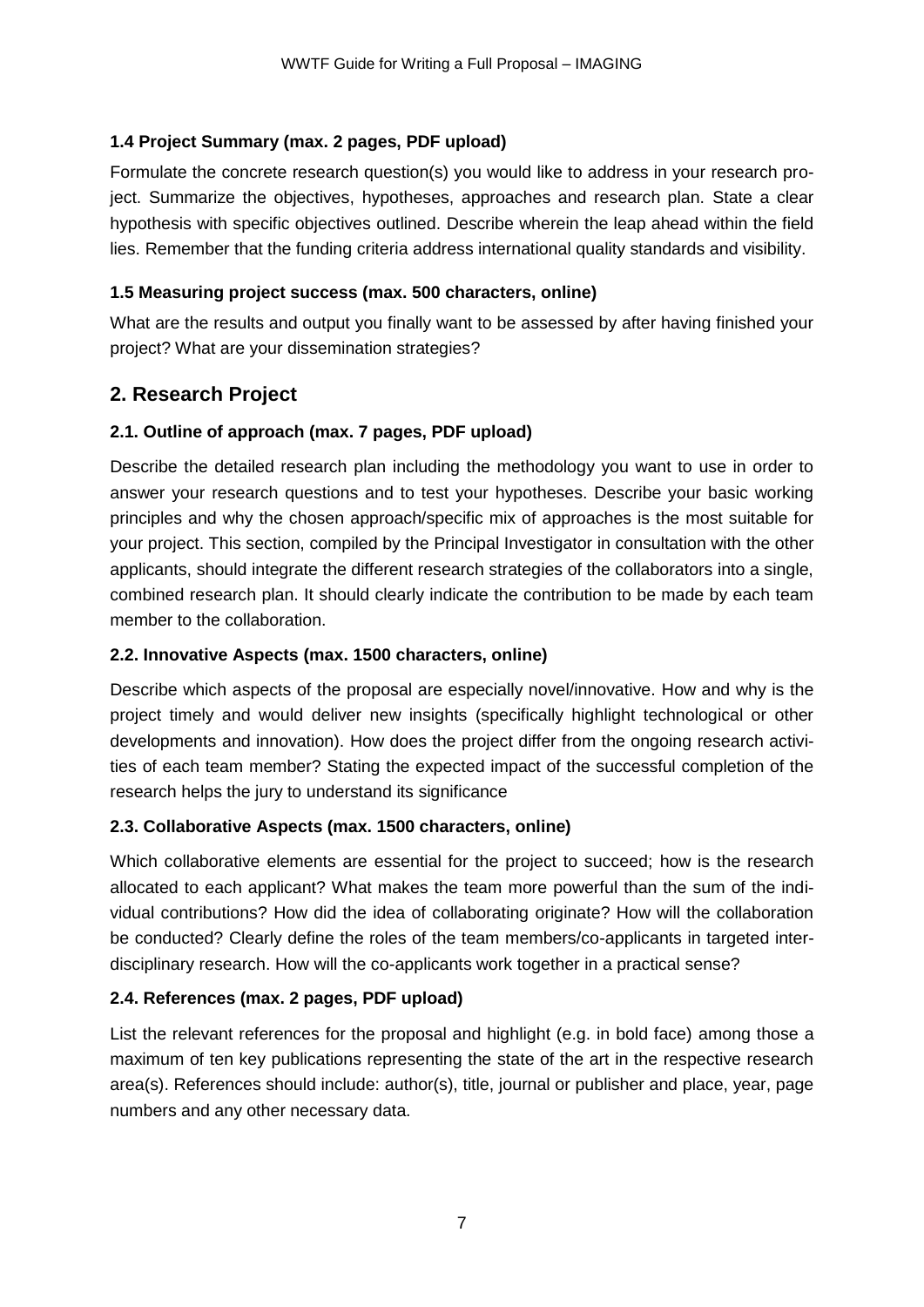### 1.4 Project Summary (max. 2 pages, PDF upload)

Formulate the concrete research question(s) you would like to address in your research project. Summarize the objectives, hypotheses, approaches and research plan. State a clear hypothesis with specific objectives outlined. Describe wherein the leap ahead within the field lies. Remember that the funding criteria address international quality standards and visibility.

### 1.5 Measuring project success (max. 500 characters, online)

What are the results and output you finally want to be assessed by after having finished your project? What are your dissemination strategies?

## 2. Research Project

### 2.1. Outline of approach (max. 7 pages, PDF upload)

Describe the detailed research plan including the methodology you want to use in order to answer your research questions and to test your hypotheses. Describe your basic working principles and why the chosen approach/specific mix of approaches is the most suitable for your project. This section, compiled by the Principal Investigator in consultation with the other applicants, should integrate the different research strategies of the collaborators into a single, combined research plan. It should clearly indicate the contribution to be made by each team member to the collaboration.

### 2.2. Innovative Aspects (max. 1500 characters, online)

Describe which aspects of the proposal are especially novel/innovative. How and why is the project timely and would deliver new insights (specifically highlight technological or other developments and innovation). How does the project differ from the ongoing research activities of each team member? Stating the expected impact of the successful completion of the research helps the jury to understand its significance

### 2.3. Collaborative Aspects (max. 1500 characters, online)

Which collaborative elements are essential for the project to succeed; how is the research allocated to each applicant? What makes the team more powerful than the sum of the individual contributions? How did the idea of collaborating originate? How will the collaboration be conducted? Clearly define the roles of the team members/co-applicants in targeted interdisciplinary research. How will the co-applicants work together in a practical sense?

### 2.4. References (max. 2 pages, PDF upload)

List the relevant references for the proposal and highlight (e.g. in bold face) among those a maximum of ten key publications representing the state of the art in the respective research area(s). References should include: author(s), title, journal or publisher and place, year, page numbers and any other necessary data.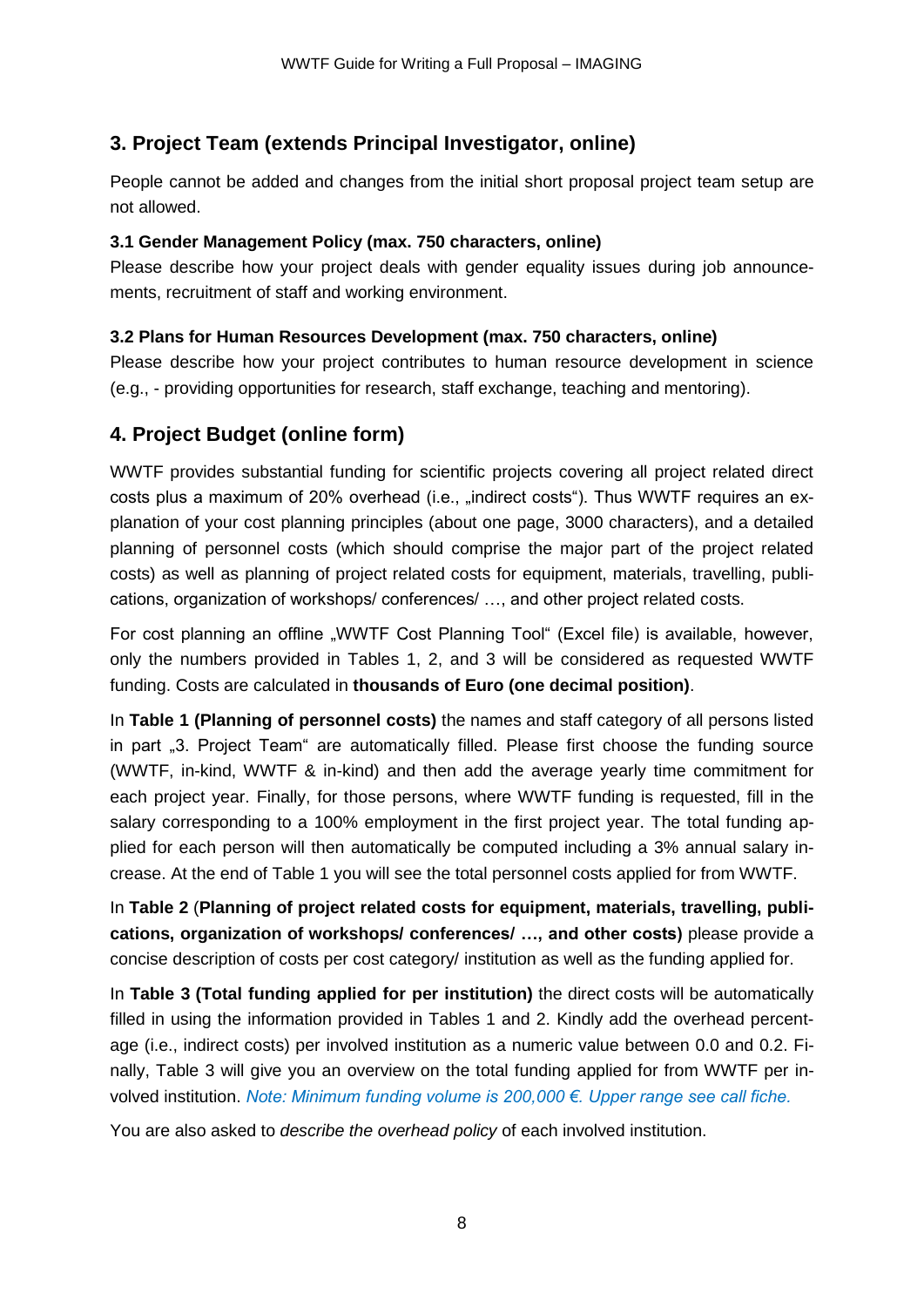## 3. Project Team (extends Principal Investigator, online)

People cannot be added and changes from the initial short proposal project team setup are not allowed.

### 3.1 Gender Management Policy (max. 750 characters, online)

Please describe how your project deals with gender equality issues during job announcements, recruitment of staff and working environment.

### 3.2 Plans for Human Resources Development (max. 750 characters, online)

Please describe how your project contributes to human resource development in science (e.g., - providing opportunities for research, staff exchange, teaching and mentoring).

## 4. Project Budget (online form)

WWTF provides substantial funding for scientific projects covering all project related direct costs plus a maximum of 20% overhead (i.e., „indirect costs"). Thus WWTF requires an explanation of your cost planning principles (about one page, 3000 characters), and a detailed planning of personnel costs (which should comprise the major part of the project related costs) as well as planning of project related costs for equipment, materials, travelling, publications, organization of workshops/ conferences/ …, and other project related costs.

For cost planning an offline „WWTF Cost Planning Tool" (Excel file) is available, however, only the numbers provided in Tables 1, 2, and 3 will be considered as requested WWTF funding. Costs are calculated in **thousands of Euro (one decimal position)**.

In **Table 1 (Planning of personnel costs)** the names and staff category of all persons listed in part „3. Project Team" are automatically filled. Please first choose the funding source (WWTF, in-kind, WWTF & in-kind) and then add the average yearly time commitment for each project year. Finally, for those persons, where WWTF funding is requested, fill in the salary corresponding to a 100% employment in the first project year. The total funding applied for each person will then automatically be computed including a 3% annual salary increase. At the end of Table 1 you will see the total personnel costs applied for from WWTF.

In **Table 2** (**Planning of project related costs for equipment, materials, travelling, publications, organization of workshops/ conferences/ …, and other costs)** please provide a concise description of costs per cost category/ institution as well as the funding applied for.

In **Table 3 (Total funding applied for per institution)** the direct costs will be automatically filled in using the information provided in Tables 1 and 2. Kindly add the overhead percentage (i.e., indirect costs) per involved institution as a numeric value between 0.0 and 0.2. Finally, Table 3 will give you an overview on the total funding applied for from WWTF per involved institution. *Note: Minimum funding volume is 200,000 €. Upper range see call fiche.*

You are also asked to *describe the overhead policy* of each involved institution.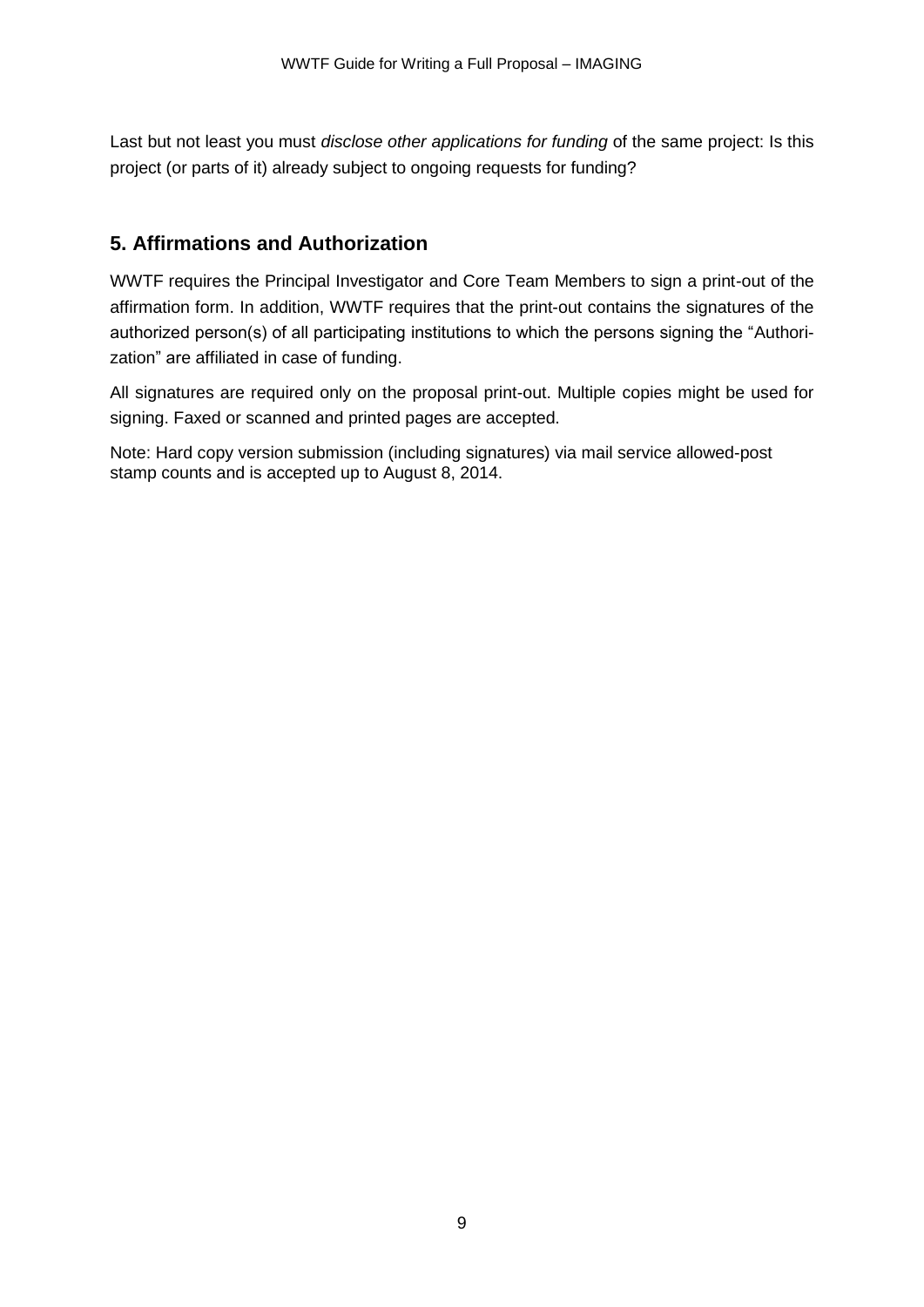Last but not least you must *disclose other applications for funding* of the same project: Is this project (or parts of it) already subject to ongoing requests for funding?

## 5. Affirmations and Authorization

WWTF requires the Principal Investigator and Core Team Members to sign a print-out of the affirmation form. In addition, WWTF requires that the print-out contains the signatures of the authorized person(s) of all participating institutions to which the persons signing the "Authorization" are affiliated in case of funding.

All signatures are required only on the proposal print-out. Multiple copies might be used for signing. Faxed or scanned and printed pages are accepted.

Note: Hard copy version submission (including signatures) via mail service allowed-post stamp counts and is accepted up to August 8, 2014.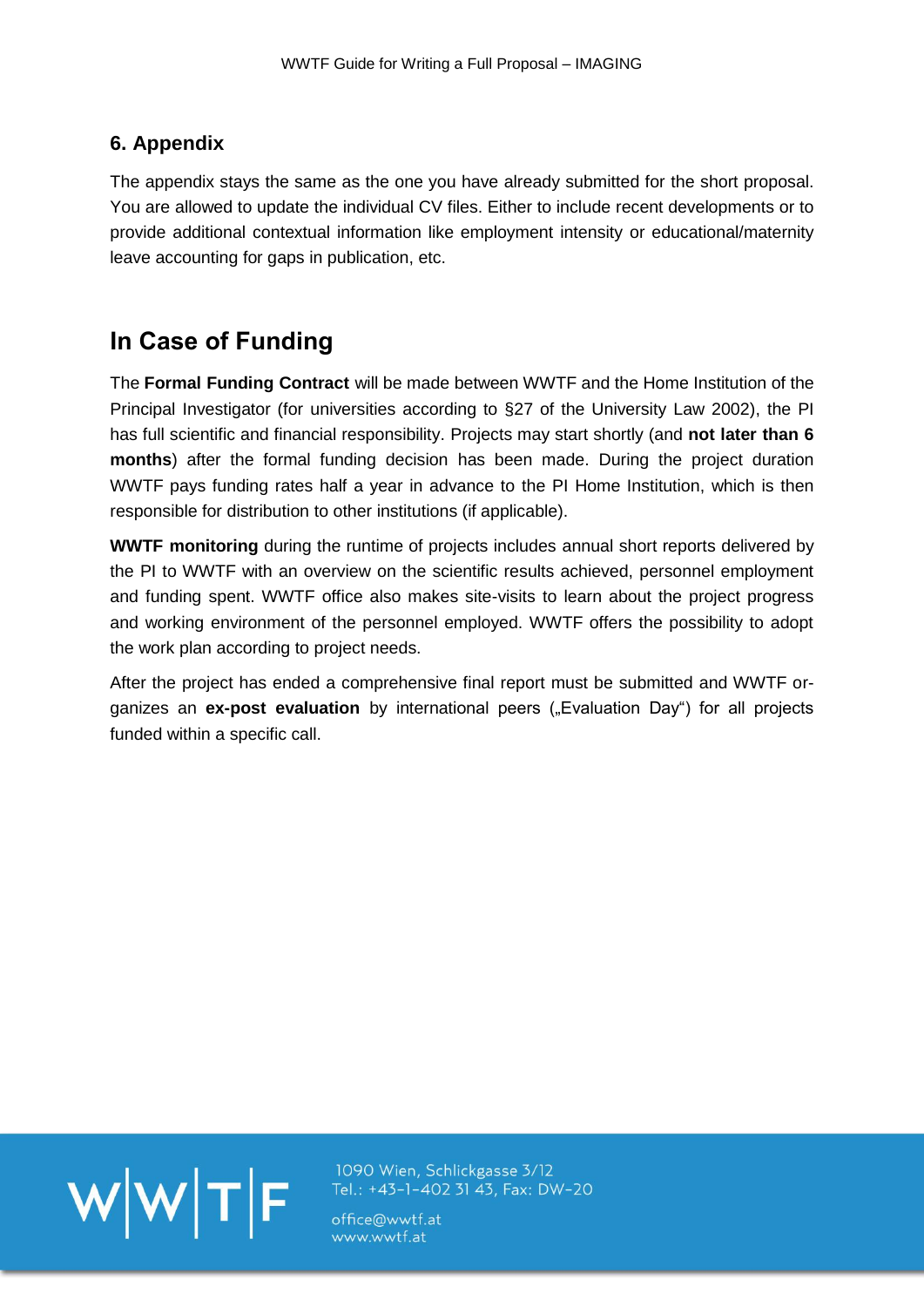## 6. Appendix

The appendix stays the same as the one you have already submitted for the short proposal. You are allowed to update the individual CV files. Either to include recent developments or to provide additional contextual information like employment intensity or educational/maternity leave accounting for gaps in publication, etc.

# In Case of Funding

The **Formal Funding Contract** will be made between WWTF and the Home Institution of the Principal Investigator (for universities according to §27 of the University Law 2002), the PI has full scientific and financial responsibility. Projects may start shortly (and **not later than 6 months**) after the formal funding decision has been made. During the project duration WWTF pays funding rates half a year in advance to the PI Home Institution, which is then responsible for distribution to other institutions (if applicable).

**WWTF monitoring** during the runtime of projects includes annual short reports delivered by the PI to WWTF with an overview on the scientific results achieved, personnel employment and funding spent. WWTF office also makes site-visits to learn about the project progress and working environment of the personnel employed. WWTF offers the possibility to adopt the work plan according to project needs.

After the project has ended a comprehensive final report must be submitted and WWTF organizes an **ex-post evaluation** by international peers („Evaluation Day") for all projects funded within a specific call.

W|W|T|F

1090 Wien, Schlickgasse 3/12
Tel.: +43-1-402 31 43, Fax: DW-20

office@wwtf.at
www.wwtf.at